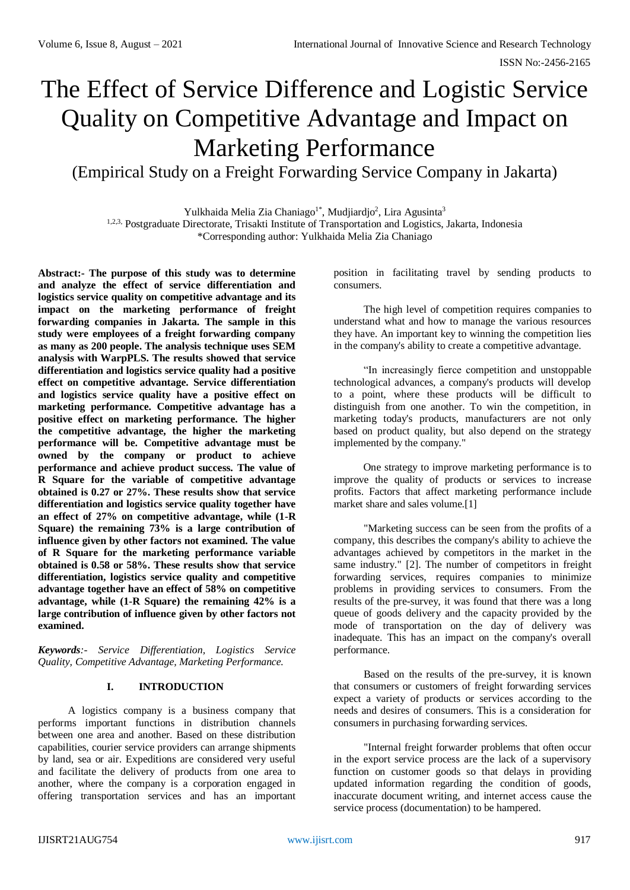# The Effect of Service Difference and Logistic Service Quality on Competitive Advantage and Impact on Marketing Performance

## (Empirical Study on a Freight Forwarding Service Company in Jakarta)

Yulkhaida Melia Zia Chaniago[1*], Mudjiardjo[2], Lira Agusinta[3]

[1,2,3,] Postgraduate Directorate, Trisakti Institute of Transportation and Logistics, Jakarta, Indonesia

*Corresponding author: Yulkhaida Melia Zia Chaniago

**Abstract:- The purpose of this study was to determine and analyze the effect of service differentiation and logistics service quality on competitive advantage and its impact on the marketing performance of freight forwarding companies in Jakarta. The sample in this study were employees of a freight forwarding company as many as 200 people. The analysis technique uses SEM analysis with WarpPLS. The results showed that service differentiation and logistics service quality had a positive effect on competitive advantage. Service differentiation and logistics service quality have a positive effect on marketing performance. Competitive advantage has a positive effect on marketing performance. The higher the competitive advantage, the higher the marketing performance will be. Competitive advantage must be owned by the company or product to achieve performance and achieve product success. The value of R Square for the variable of competitive advantage obtained is 0.27 or 27%. These results show that service differentiation and logistics service quality together have an effect of 27% on competitive advantage, while (1-R Square) the remaining 73% is a large contribution of influence given by other factors not examined. The value of R Square for the marketing performance variable obtained is 0.58 or 58%. These results show that service differentiation, logistics service quality and competitive advantage together have an effect of 58% on competitive advantage, while (1-R Square) the remaining 42% is a large contribution of influence given by other factors not examined.**

***Keywords**:- Service Differentiation, Logistics Service Quality, Competitive Advantage, Marketing Performance.*

## I. INTRODUCTION

A logistics company is a business company that performs important functions in distribution channels between one area and another. Based on these distribution capabilities, courier service providers can arrange shipments by land, sea or air. Expeditions are considered very useful and facilitate the delivery of products from one area to another, where the company is a corporation engaged in offering transportation services and has an important position in facilitating travel by sending products to consumers.

The high level of competition requires companies to understand what and how to manage the various resources they have. An important key to winning the competition lies in the company's ability to create a competitive advantage.

"In increasingly fierce competition and unstoppable technological advances, a company's products will develop to a point, where these products will be difficult to distinguish from one another. To win the competition, in marketing today's products, manufacturers are not only based on product quality, but also depend on the strategy implemented by the company."

One strategy to improve marketing performance is to improve the quality of products or services to increase profits. Factors that affect marketing performance include market share and sales volume.[1]

"Marketing success can be seen from the profits of a company, this describes the company's ability to achieve the advantages achieved by competitors in the market in the same industry." [2]. The number of competitors in freight forwarding services, requires companies to minimize problems in providing services to consumers. From the results of the pre-survey, it was found that there was a long queue of goods delivery and the capacity provided by the mode of transportation on the day of delivery was inadequate. This has an impact on the company's overall performance.

Based on the results of the pre-survey, it is known that consumers or customers of freight forwarding services expect a variety of products or services according to the needs and desires of consumers. This is a consideration for consumers in purchasing forwarding services.

"Internal freight forwarder problems that often occur in the export service process are the lack of a supervisory function on customer goods so that delays in providing updated information regarding the condition of goods, inaccurate document writing, and internet access cause the service process (documentation) to be hampered.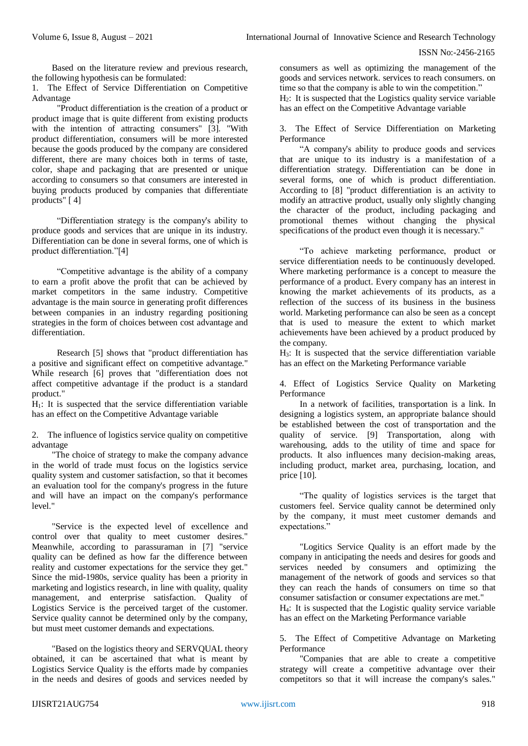Based on the literature review and previous research, the following hypothesis can be formulated:

1. The Effect of Service Differentiation on Competitive Advantage

"Product differentiation is the creation of a product or product image that is quite different from existing products with the intention of attracting consumers" [3]. "With product differentiation, consumers will be more interested because the goods produced by the company are considered different, there are many choices both in terms of taste, color, shape and packaging that are presented or unique according to consumers so that consumers are interested in buying products produced by companies that differentiate products" [ 4]

"Differentiation strategy is the company's ability to produce goods and services that are unique in its industry. Differentiation can be done in several forms, one of which is product differentiation."[4]

"Competitive advantage is the ability of a company to earn a profit above the profit that can be achieved by market competitors in the same industry. Competitive advantage is the main source in generating profit differences between companies in an industry regarding positioning strategies in the form of choices between cost advantage and differentiation.

Research [5] shows that "product differentiation has a positive and significant effect on competitive advantage." While research [6] proves that "differentiation does not affect competitive advantage if the product is a standard product."

$H_1$: It is suspected that the service differentiation variable has an effect on the Competitive Advantage variable

2. The influence of logistics service quality on competitive advantage

"The choice of strategy to make the company advance in the world of trade must focus on the logistics service quality system and customer satisfaction, so that it becomes an evaluation tool for the company's progress in the future and will have an impact on the company's performance level."

"Service is the expected level of excellence and control over that quality to meet customer desires." Meanwhile, according to parassuraman in [7] "service quality can be defined as how far the difference between reality and customer expectations for the service they get." Since the mid-1980s, service quality has been a priority in marketing and logistics research, in line with quality, quality management, and enterprise satisfaction. Quality of Logistics Service is the perceived target of the customer. Service quality cannot be determined only by the company, but must meet customer demands and expectations.

"Based on the logistics theory and SERVQUAL theory obtained, it can be ascertained that what is meant by Logistics Service Quality is the efforts made by companies in the needs and desires of goods and services needed by consumers as well as optimizing the management of the goods and services network. services to reach consumers. on time so that the company is able to win the competition."

$H_2$: It is suspected that the Logistics quality service variable has an effect on the Competitive Advantage variable

3. The Effect of Service Differentiation on Marketing Performance

"A company's ability to produce goods and services that are unique to its industry is a manifestation of a differentiation strategy. Differentiation can be done in several forms, one of which is product differentiation. According to [8] "product differentiation is an activity to modify an attractive product, usually only slightly changing the character of the product, including packaging and promotional themes without changing the physical specifications of the product even though it is necessary."

"To achieve marketing performance, product or service differentiation needs to be continuously developed. Where marketing performance is a concept to measure the performance of a product. Every company has an interest in knowing the market achievements of its products, as a reflection of the success of its business in the business world. Marketing performance can also be seen as a concept that is used to measure the extent to which market achievements have been achieved by a product produced by the company.

$H_3$: It is suspected that the service differentiation variable has an effect on the Marketing Performance variable

4. Effect of Logistics Service Quality on Marketing Performance

In a network of facilities, transportation is a link. In designing a logistics system, an appropriate balance should be established between the cost of transportation and the quality of service. [9] Transportation, along with warehousing, adds to the utility of time and space for products. It also influences many decision-making areas, including product, market area, purchasing, location, and price [10].

"The quality of logistics services is the target that customers feel. Service quality cannot be determined only by the company, it must meet customer demands and expectations."

"Logitics Service Quality is an effort made by the company in anticipating the needs and desires for goods and services needed by consumers and optimizing the management of the network of goods and services so that they can reach the hands of consumers on time so that consumer satisfaction or consumer expectations are met."

$H_4$: It is suspected that the Logistic quality service variable has an effect on the Marketing Performance variable

5. The Effect of Competitive Advantage on Marketing Performance

"Companies that are able to create a competitive strategy will create a competitive advantage over their competitors so that it will increase the company's sales."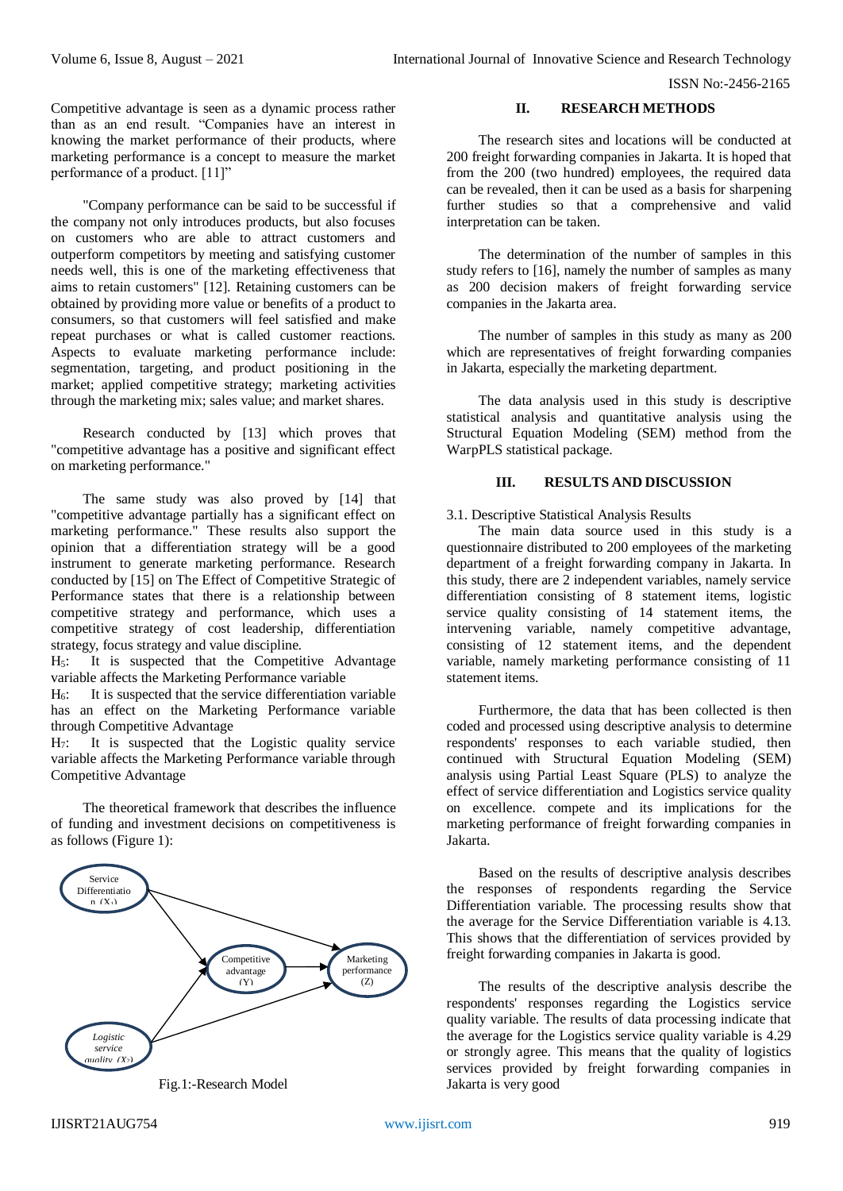Competitive advantage is seen as a dynamic process rather than as an end result. "Companies have an interest in knowing the market performance of their products, where marketing performance is a concept to measure the market performance of a product. [11]"

"Company performance can be said to be successful if the company not only introduces products, but also focuses on customers who are able to attract customers and outperform competitors by meeting and satisfying customer needs well, this is one of the marketing effectiveness that aims to retain customers" [12]. Retaining customers can be obtained by providing more value or benefits of a product to consumers, so that customers will feel satisfied and make repeat purchases or what is called customer reactions. Aspects to evaluate marketing performance include: segmentation, targeting, and product positioning in the market; applied competitive strategy; marketing activities through the marketing mix; sales value; and market shares.

Research conducted by [13] which proves that "competitive advantage has a positive and significant effect on marketing performance."

The same study was also proved by [14] that "competitive advantage partially has a significant effect on marketing performance." These results also support the opinion that a differentiation strategy will be a good instrument to generate marketing performance. Research conducted by [15] on The Effect of Competitive Strategic of Performance states that there is a relationship between competitive strategy and performance, which uses a competitive strategy of cost leadership, differentiation strategy, focus strategy and value discipline.

$H_5$: It is suspected that the Competitive Advantage variable affects the Marketing Performance variable

$H_6$: It is suspected that the service differentiation variable has an effect on the Marketing Performance variable through Competitive Advantage

$H_7$: It is suspected that the Logistic quality service variable affects the Marketing Performance variable through Competitive Advantage

The theoretical framework that describes the influence of funding and investment decisions on competitiveness is as follows (Figure 1):

Service Differentiation ($X_1$)

Competitive advantage (Y)

Marketing performance (Z)

*Logistic service quality ($X_2$)*

Fig.1:-Research Model

## II. RESEARCH METHODS

The research sites and locations will be conducted at 200 freight forwarding companies in Jakarta. It is hoped that from the 200 (two hundred) employees, the required data can be revealed, then it can be used as a basis for sharpening further studies so that a comprehensive and valid interpretation can be taken.

The determination of the number of samples in this study refers to [16], namely the number of samples as many as 200 decision makers of freight forwarding service companies in the Jakarta area.

The number of samples in this study as many as 200 which are representatives of freight forwarding companies in Jakarta, especially the marketing department.

The data analysis used in this study is descriptive statistical analysis and quantitative analysis using the Structural Equation Modeling (SEM) method from the WarpPLS statistical package.

## III. RESULTS AND DISCUSSION

### 3.1. Descriptive Statistical Analysis Results

The main data source used in this study is a questionnaire distributed to 200 employees of the marketing department of a freight forwarding company in Jakarta. In this study, there are 2 independent variables, namely service differentiation consisting of 8 statement items, logistic service quality consisting of 14 statement items, the intervening variable, namely competitive advantage, consisting of 12 statement items, and the dependent variable, namely marketing performance consisting of 11 statement items.

Furthermore, the data that has been collected is then coded and processed using descriptive analysis to determine respondents' responses to each variable studied, then continued with Structural Equation Modeling (SEM) analysis using Partial Least Square (PLS) to analyze the effect of service differentiation and Logistics service quality on excellence. compete and its implications for the marketing performance of freight forwarding companies in Jakarta.

Based on the results of descriptive analysis describes the responses of respondents regarding the Service Differentiation variable. The processing results show that the average for the Service Differentiation variable is 4.13. This shows that the differentiation of services provided by freight forwarding companies in Jakarta is good.

The results of the descriptive analysis describe the respondents' responses regarding the Logistics service quality variable. The results of data processing indicate that the average for the Logistics service quality variable is 4.29 or strongly agree. This means that the quality of logistics services provided by freight forwarding companies in Jakarta is very good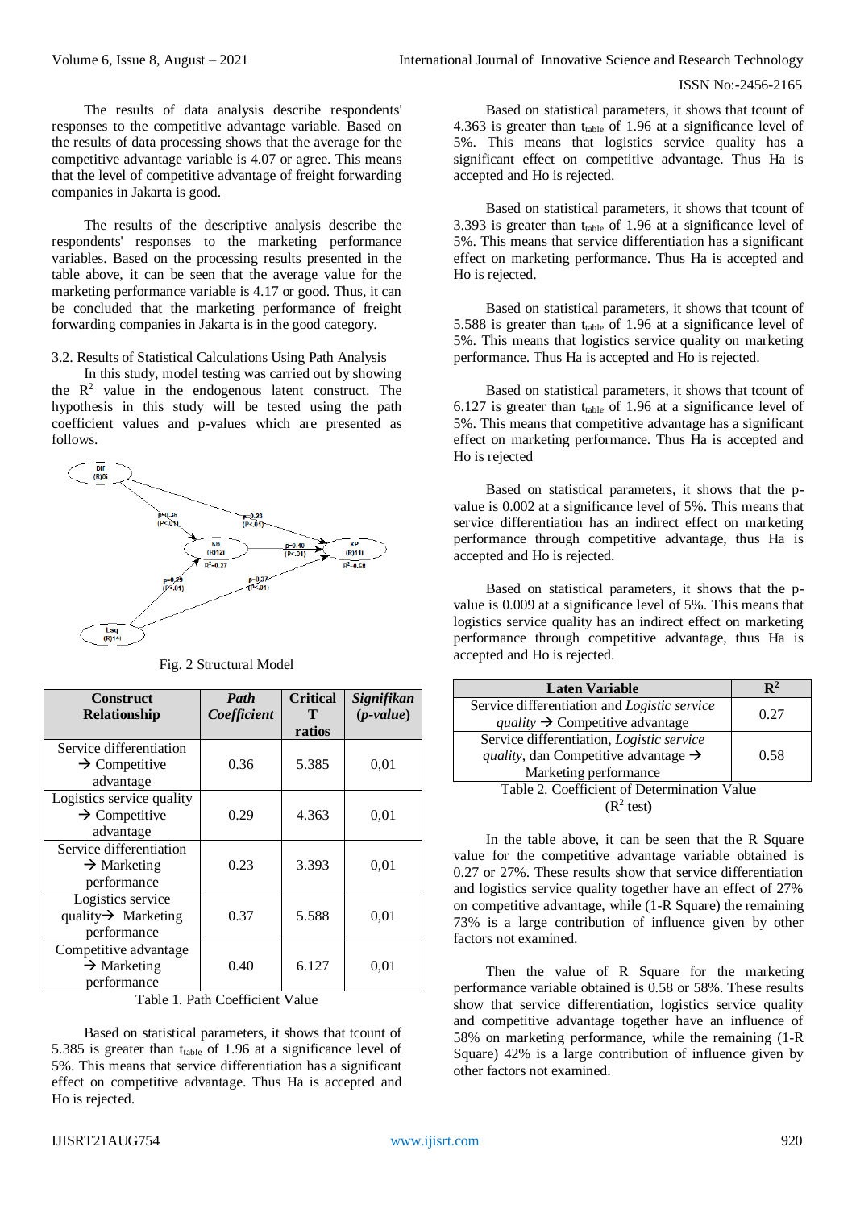The results of data analysis describe respondents' responses to the competitive advantage variable. Based on the results of data processing shows that the average for the competitive advantage variable is 4.07 or agree. This means that the level of competitive advantage of freight forwarding companies in Jakarta is good.

The results of the descriptive analysis describe the respondents' responses to the marketing performance variables. Based on the processing results presented in the table above, it can be seen that the average value for the marketing performance variable is 4.17 or good. Thus, it can be concluded that the marketing performance of freight forwarding companies in Jakarta is in the good category.

### 3.2. Results of Statistical Calculations Using Path Analysis

In this study, model testing was carried out by showing the $R^2$ value in the endogenous latent construct. The hypothesis in this study will be tested using the path coefficient values and p-values which are presented as follows.

Fig. 2 Structural Model

| Construct Relationship | *Path Coefficient* | Critical T ratios | *Signifikan (p-value)* |
|---|---|---|---|
| Service differentiation → Competitive advantage | 0.36 | 5.385 | 0,01 |
| Logistics service quality → Competitive advantage | 0.29 | 4.363 | 0,01 |
| Service differentiation → Marketing performance | 0.23 | 3.393 | 0,01 |
| Logistics service quality→ Marketing performance | 0.37 | 5.588 | 0,01 |
| Competitive advantage → Marketing performance | 0.40 | 6.127 | 0,01 |

Table 1. Path Coefficient Value

Based on statistical parameters, it shows that tcount of 5.385 is greater than $t_{table}$ of 1.96 at a significance level of 5%. This means that service differentiation has a significant effect on competitive advantage. Thus Ha is accepted and Ho is rejected.

Based on statistical parameters, it shows that tcount of 4.363 is greater than $t_{table}$ of 1.96 at a significance level of 5%. This means that logistics service quality has a significant effect on competitive advantage. Thus Ha is accepted and Ho is rejected.

Based on statistical parameters, it shows that tcount of 3.393 is greater than $t_{table}$ of 1.96 at a significance level of 5%. This means that service differentiation has a significant effect on marketing performance. Thus Ha is accepted and Ho is rejected.

Based on statistical parameters, it shows that tcount of 5.588 is greater than $t_{table}$ of 1.96 at a significance level of 5%. This means that logistics service quality on marketing performance. Thus Ha is accepted and Ho is rejected.

Based on statistical parameters, it shows that tcount of 6.127 is greater than $t_{table}$ of 1.96 at a significance level of 5%. This means that competitive advantage has a significant effect on marketing performance. Thus Ha is accepted and Ho is rejected

Based on statistical parameters, it shows that the p-value is 0.002 at a significance level of 5%. This means that service differentiation has an indirect effect on marketing performance through competitive advantage, thus Ha is accepted and Ho is rejected.

Based on statistical parameters, it shows that the p-value is 0.009 at a significance level of 5%. This means that logistics service quality has an indirect effect on marketing performance through competitive advantage, thus Ha is accepted and Ho is rejected.

| Laten Variable | $R^2$ |
|---|---|
| Service differentiation and *Logistic service quality* → Competitive advantage | 0.27 |
| Service differentiation, *Logistic service quality*, dan Competitive advantage → Marketing performance | 0.58 |

Table 2. Coefficient of Determination Value ($R^2$ test)

In the table above, it can be seen that the R Square value for the competitive advantage variable obtained is 0.27 or 27%. These results show that service differentiation and logistics service quality together have an effect of 27% on competitive advantage, while (1-R Square) the remaining 73% is a large contribution of influence given by other factors not examined.

Then the value of R Square for the marketing performance variable obtained is 0.58 or 58%. These results show that service differentiation, logistics service quality and competitive advantage together have an influence of 58% on marketing performance, while the remaining (1-R Square) 42% is a large contribution of influence given by other factors not examined.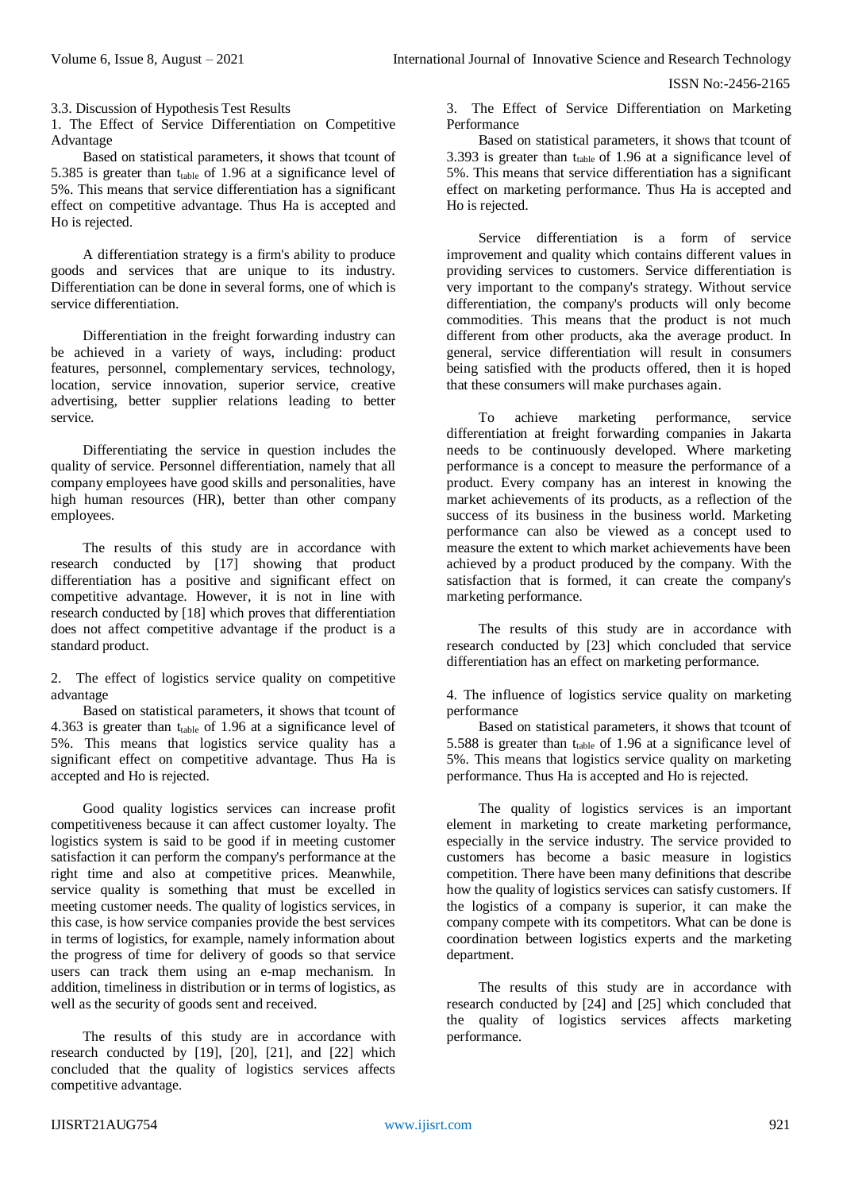### 3.3. Discussion of Hypothesis Test Results

1. The Effect of Service Differentiation on Competitive Advantage

Based on statistical parameters, it shows that tcount of 5.385 is greater than $t_{table}$ of 1.96 at a significance level of 5%. This means that service differentiation has a significant effect on competitive advantage. Thus Ha is accepted and Ho is rejected.

A differentiation strategy is a firm's ability to produce goods and services that are unique to its industry. Differentiation can be done in several forms, one of which is service differentiation.

Differentiation in the freight forwarding industry can be achieved in a variety of ways, including: product features, personnel, complementary services, technology, location, service innovation, superior service, creative advertising, better supplier relations leading to better service.

Differentiating the service in question includes the quality of service. Personnel differentiation, namely that all company employees have good skills and personalities, have high human resources (HR), better than other company employees.

The results of this study are in accordance with research conducted by [17] showing that product differentiation has a positive and significant effect on competitive advantage. However, it is not in line with research conducted by [18] which proves that differentiation does not affect competitive advantage if the product is a standard product.

2. The effect of logistics service quality on competitive advantage

Based on statistical parameters, it shows that tcount of 4.363 is greater than $t_{table}$ of 1.96 at a significance level of 5%. This means that logistics service quality has a significant effect on competitive advantage. Thus Ha is accepted and Ho is rejected.

Good quality logistics services can increase profit competitiveness because it can affect customer loyalty. The logistics system is said to be good if in meeting customer satisfaction it can perform the company's performance at the right time and also at competitive prices. Meanwhile, service quality is something that must be excelled in meeting customer needs. The quality of logistics services, in this case, is how service companies provide the best services in terms of logistics, for example, namely information about the progress of time for delivery of goods so that service users can track them using an e-map mechanism. In addition, timeliness in distribution or in terms of logistics, as well as the security of goods sent and received.

The results of this study are in accordance with research conducted by [19], [20], [21], and [22] which concluded that the quality of logistics services affects competitive advantage.

3. The Effect of Service Differentiation on Marketing Performance

Based on statistical parameters, it shows that tcount of 3.393 is greater than $t_{table}$ of 1.96 at a significance level of 5%. This means that service differentiation has a significant effect on marketing performance. Thus Ha is accepted and Ho is rejected.

Service differentiation is a form of service improvement and quality which contains different values in providing services to customers. Service differentiation is very important to the company's strategy. Without service differentiation, the company's products will only become commodities. This means that the product is not much different from other products, aka the average product. In general, service differentiation will result in consumers being satisfied with the products offered, then it is hoped that these consumers will make purchases again.

To achieve marketing performance, service differentiation at freight forwarding companies in Jakarta needs to be continuously developed. Where marketing performance is a concept to measure the performance of a product. Every company has an interest in knowing the market achievements of its products, as a reflection of the success of its business in the business world. Marketing performance can also be viewed as a concept used to measure the extent to which market achievements have been achieved by a product produced by the company. With the satisfaction that is formed, it can create the company's marketing performance.

The results of this study are in accordance with research conducted by [23] which concluded that service differentiation has an effect on marketing performance.

4. The influence of logistics service quality on marketing performance

Based on statistical parameters, it shows that tcount of 5.588 is greater than $t_{table}$ of 1.96 at a significance level of 5%. This means that logistics service quality on marketing performance. Thus Ha is accepted and Ho is rejected.

The quality of logistics services is an important element in marketing to create marketing performance, especially in the service industry. The service provided to customers has become a basic measure in logistics competition. There have been many definitions that describe how the quality of logistics services can satisfy customers. If the logistics of a company is superior, it can make the company compete with its competitors. What can be done is coordination between logistics experts and the marketing department.

The results of this study are in accordance with research conducted by [24] and [25] which concluded that the quality of logistics services affects marketing performance.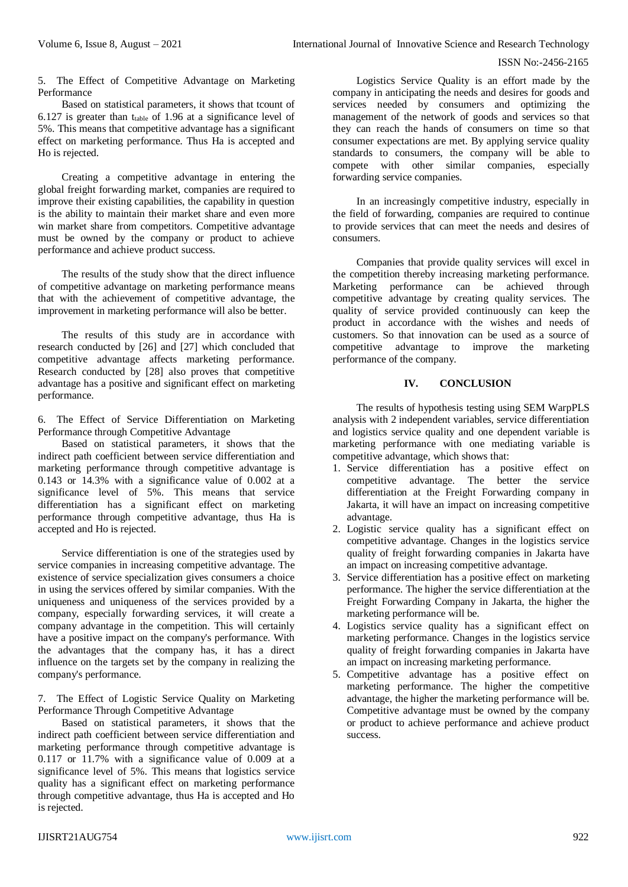5. The Effect of Competitive Advantage on Marketing Performance

Based on statistical parameters, it shows that tcount of 6.127 is greater than $t_{table}$ of 1.96 at a significance level of 5%. This means that competitive advantage has a significant effect on marketing performance. Thus Ha is accepted and Ho is rejected.

Creating a competitive advantage in entering the global freight forwarding market, companies are required to improve their existing capabilities, the capability in question is the ability to maintain their market share and even more win market share from competitors. Competitive advantage must be owned by the company or product to achieve performance and achieve product success.

The results of the study show that the direct influence of competitive advantage on marketing performance means that with the achievement of competitive advantage, the improvement in marketing performance will also be better.

The results of this study are in accordance with research conducted by [26] and [27] which concluded that competitive advantage affects marketing performance. Research conducted by [28] also proves that competitive advantage has a positive and significant effect on marketing performance.

6. The Effect of Service Differentiation on Marketing Performance through Competitive Advantage

Based on statistical parameters, it shows that the indirect path coefficient between service differentiation and marketing performance through competitive advantage is 0.143 or 14.3% with a significance value of 0.002 at a significance level of 5%. This means that service differentiation has a significant effect on marketing performance through competitive advantage, thus Ha is accepted and Ho is rejected.

Service differentiation is one of the strategies used by service companies in increasing competitive advantage. The existence of service specialization gives consumers a choice in using the services offered by similar companies. With the uniqueness and uniqueness of the services provided by a company, especially forwarding services, it will create a company advantage in the competition. This will certainly have a positive impact on the company's performance. With the advantages that the company has, it has a direct influence on the targets set by the company in realizing the company's performance.

7. The Effect of Logistic Service Quality on Marketing Performance Through Competitive Advantage

Based on statistical parameters, it shows that the indirect path coefficient between service differentiation and marketing performance through competitive advantage is 0.117 or 11.7% with a significance value of 0.009 at a significance level of 5%. This means that logistics service quality has a significant effect on marketing performance through competitive advantage, thus Ha is accepted and Ho is rejected.

Logistics Service Quality is an effort made by the company in anticipating the needs and desires for goods and services needed by consumers and optimizing the management of the network of goods and services so that they can reach the hands of consumers on time so that consumer expectations are met. By applying service quality standards to consumers, the company will be able to compete with other similar companies, especially forwarding service companies.

In an increasingly competitive industry, especially in the field of forwarding, companies are required to continue to provide services that can meet the needs and desires of consumers.

Companies that provide quality services will excel in the competition thereby increasing marketing performance. Marketing performance can be achieved through competitive advantage by creating quality services. The quality of service provided continuously can keep the product in accordance with the wishes and needs of customers. So that innovation can be used as a source of competitive advantage to improve the marketing performance of the company.

## IV. CONCLUSION

The results of hypothesis testing using SEM WarpPLS analysis with 2 independent variables, service differentiation and logistics service quality and one dependent variable is marketing performance with one mediating variable is competitive advantage, which shows that:

1. Service differentiation has a positive effect on competitive advantage. The better the service differentiation at the Freight Forwarding company in Jakarta, it will have an impact on increasing competitive advantage.
2. Logistic service quality has a significant effect on competitive advantage. Changes in the logistics service quality of freight forwarding companies in Jakarta have an impact on increasing competitive advantage.
3. Service differentiation has a positive effect on marketing performance. The higher the service differentiation at the Freight Forwarding Company in Jakarta, the higher the marketing performance will be.
4. Logistics service quality has a significant effect on marketing performance. Changes in the logistics service quality of freight forwarding companies in Jakarta have an impact on increasing marketing performance.
5. Competitive advantage has a positive effect on marketing performance. The higher the competitive advantage, the higher the marketing performance will be. Competitive advantage must be owned by the company or product to achieve performance and achieve product success.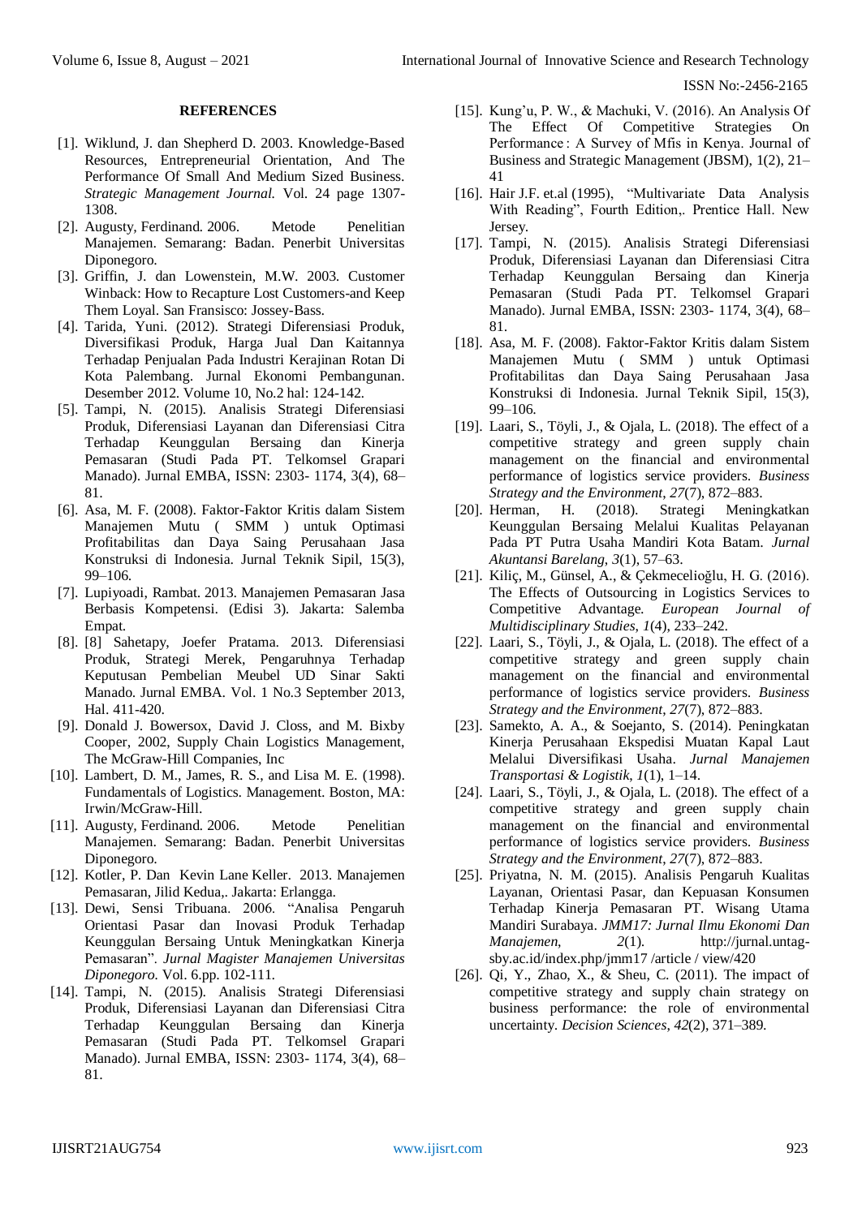## REFERENCES

[1]. Wiklund, J. dan Shepherd D. 2003. Knowledge-Based Resources, Entrepreneurial Orientation, And The Performance Of Small And Medium Sized Business. *Strategic Management Journal.* Vol. 24 page 1307-1308.

[2]. Augusty, Ferdinand. 2006. Metode Penelitian Manajemen. Semarang: Badan. Penerbit Universitas Diponegoro.

[3]. Griffin, J. dan Lowenstein, M.W. 2003. Customer Winback: How to Recapture Lost Customers-and Keep Them Loyal. San Fransisco: Jossey-Bass.

[4]. Tarida, Yuni. (2012). Strategi Diferensiasi Produk, Diversifikasi Produk, Harga Jual Dan Kaitannya Terhadap Penjualan Pada Industri Kerajinan Rotan Di Kota Palembang. Jurnal Ekonomi Pembangunan. Desember 2012. Volume 10, No.2 hal: 124-142.

[5]. Tampi, N. (2015). Analisis Strategi Diferensiasi Produk, Diferensiasi Layanan dan Diferensiasi Citra Terhadap Keunggulan Bersaing dan Kinerja Pemasaran (Studi Pada PT. Telkomsel Grapari Manado). Jurnal EMBA, ISSN: 2303- 1174, 3(4), 68–81.

[6]. Asa, M. F. (2008). Faktor-Faktor Kritis dalam Sistem Manajemen Mutu ( SMM ) untuk Optimasi Profitabilitas dan Daya Saing Perusahaan Jasa Konstruksi di Indonesia. Jurnal Teknik Sipil, 15(3), 99–106.

[7]. Lupiyoadi, Rambat. 2013. Manajemen Pemasaran Jasa Berbasis Kompetensi. (Edisi 3). Jakarta: Salemba Empat.

[8]. [8] Sahetapy, Joefer Pratama. 2013. Diferensiasi Produk, Strategi Merek, Pengaruhnya Terhadap Keputusan Pembelian Meubel UD Sinar Sakti Manado. Jurnal EMBA. Vol. 1 No.3 September 2013, Hal. 411-420.

[9]. Donald J. Bowersox, David J. Closs, and M. Bixby Cooper, 2002, Supply Chain Logistics Management, The McGraw-Hill Companies, Inc

[10]. Lambert, D. M., James, R. S., and Lisa M. E. (1998). Fundamentals of Logistics. Management. Boston, MA: Irwin/McGraw-Hill.

[11]. Augusty, Ferdinand. 2006. Metode Penelitian Manajemen. Semarang: Badan. Penerbit Universitas Diponegoro.

[12]. Kotler, P. Dan Kevin Lane Keller. 2013. Manajemen Pemasaran, Jilid Kedua,. Jakarta: Erlangga.

[13]. Dewi, Sensi Tribuana. 2006. "Analisa Pengaruh Orientasi Pasar dan Inovasi Produk Terhadap Keunggulan Bersaing Untuk Meningkatkan Kinerja Pemasaran". *Jurnal Magister Manajemen Universitas Diponegoro.* Vol. 6.pp. 102-111.

[14]. Tampi, N. (2015). Analisis Strategi Diferensiasi Produk, Diferensiasi Layanan dan Diferensiasi Citra Terhadap Keunggulan Bersaing dan Kinerja Pemasaran (Studi Pada PT. Telkomsel Grapari Manado). Jurnal EMBA, ISSN: 2303- 1174, 3(4), 68–81.

[15]. Kung'u, P. W., & Machuki, V. (2016). An Analysis Of The Effect Of Competitive Strategies On Performance : A Survey of Mfis in Kenya. Journal of Business and Strategic Management (JBSM), 1(2), 21–41

[16]. Hair J.F. et.al (1995), "Multivariate Data Analysis With Reading", Fourth Edition,. Prentice Hall. New Jersey.

[17]. Tampi, N. (2015). Analisis Strategi Diferensiasi Produk, Diferensiasi Layanan dan Diferensiasi Citra Terhadap Keunggulan Bersaing dan Kinerja Pemasaran (Studi Pada PT. Telkomsel Grapari Manado). Jurnal EMBA, ISSN: 2303- 1174, 3(4), 68–81.

[18]. Asa, M. F. (2008). Faktor-Faktor Kritis dalam Sistem Manajemen Mutu ( SMM ) untuk Optimasi Profitabilitas dan Daya Saing Perusahaan Jasa Konstruksi di Indonesia. Jurnal Teknik Sipil, 15(3), 99–106.

[19]. Laari, S., Töyli, J., & Ojala, L. (2018). The effect of a competitive strategy and green supply chain management on the financial and environmental performance of logistics service providers. *Business Strategy and the Environment*, *27*(7), 872–883.

[20]. Herman, H. (2018). Strategi Meningkatkan Keunggulan Bersaing Melalui Kualitas Pelayanan Pada PT Putra Usaha Mandiri Kota Batam. *Jurnal Akuntansi Barelang*, *3*(1), 57–63.

[21]. Kiliç, M., Günsel, A., & Çekmecelioğlu, H. G. (2016). The Effects of Outsourcing in Logistics Services to Competitive Advantage. *European Journal of Multidisciplinary Studies*, *1*(4), 233–242.

[22]. Laari, S., Töyli, J., & Ojala, L. (2018). The effect of a competitive strategy and green supply chain management on the financial and environmental performance of logistics service providers. *Business Strategy and the Environment*, *27*(7), 872–883.

[23]. Samekto, A. A., & Soejanto, S. (2014). Peningkatan Kinerja Perusahaan Ekspedisi Muatan Kapal Laut Melalui Diversifikasi Usaha. *Jurnal Manajemen Transportasi & Logistik*, *1*(1), 1–14.

[24]. Laari, S., Töyli, J., & Ojala, L. (2018). The effect of a competitive strategy and green supply chain management on the financial and environmental performance of logistics service providers. *Business Strategy and the Environment*, *27*(7), 872–883.

[25]. Priyatna, N. M. (2015). Analisis Pengaruh Kualitas Layanan, Orientasi Pasar, dan Kepuasan Konsumen Terhadap Kinerja Pemasaran PT. Wisang Utama Mandiri Surabaya. *JMM17: Jurnal Ilmu Ekonomi Dan Manajemen*, *2*(1). http://jurnal.untag-sby.ac.id/index.php/jmm17 /article / view/420

[26]. Qi, Y., Zhao, X., & Sheu, C. (2011). The impact of competitive strategy and supply chain strategy on business performance: the role of environmental uncertainty. *Decision Sciences*, *42*(2), 371–389.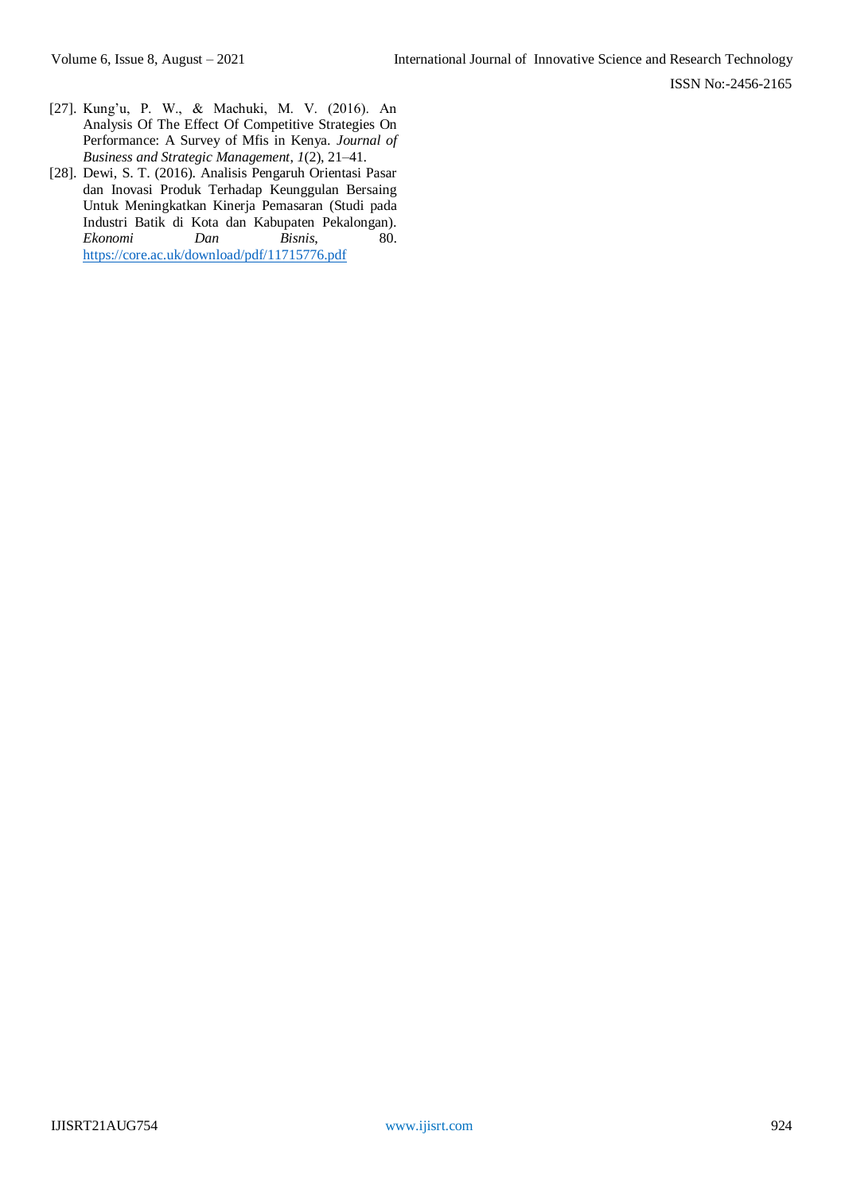[27]. Kung'u, P. W., & Machuki, M. V. (2016). An Analysis Of The Effect Of Competitive Strategies On Performance: A Survey of Mfis in Kenya. *Journal of Business and Strategic Management*, *1*(2), 21–41.

[28]. Dewi, S. T. (2016). Analisis Pengaruh Orientasi Pasar dan Inovasi Produk Terhadap Keunggulan Bersaing Untuk Meningkatkan Kinerja Pemasaran (Studi pada Industri Batik di Kota dan Kabupaten Pekalongan). *Ekonomi Dan Bisnis*, 80. https://core.ac.uk/download/pdf/11715776.pdf